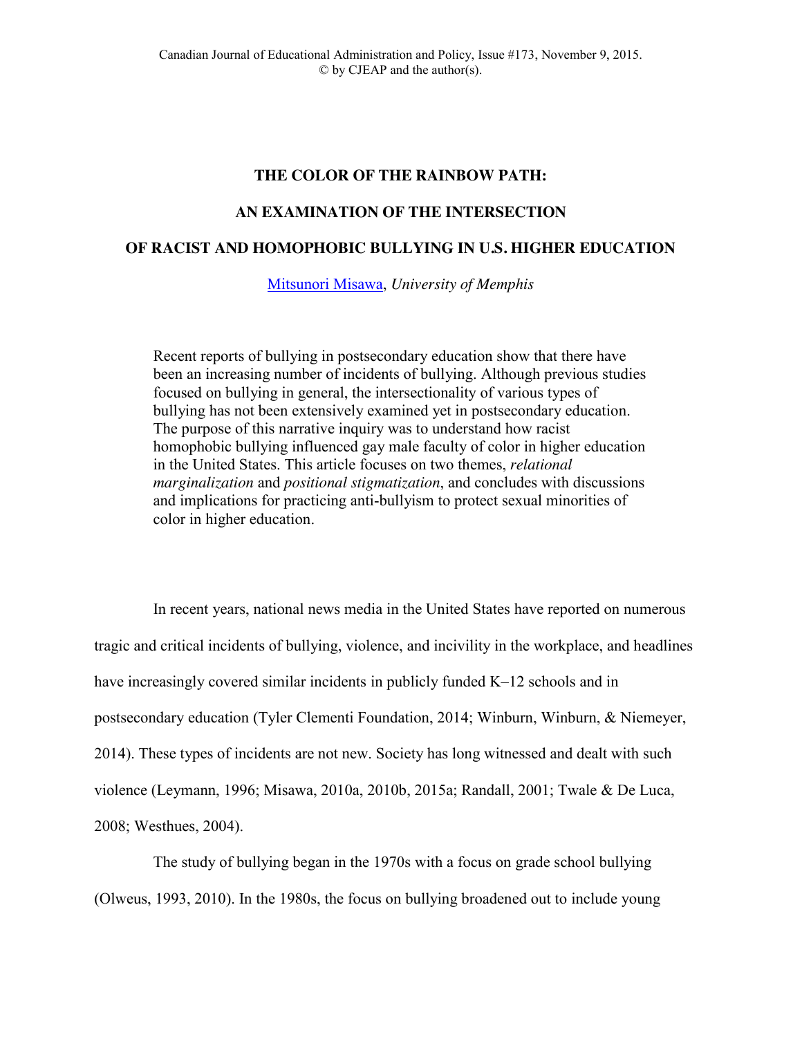# THE COLOR OF THE RAINBOW PATH:

# AN EXAMINATION OF THE INTERSECTION

# OF RACIST AND HOMOPHOBIC BULLYING IN U.S. HIGHER EDUCATION

Mitsunori Misawa, *University of Memphis*

> Recent reports of bullying in postsecondary education show that there have been an increasing number of incidents of bullying. Although previous studies focused on bullying in general, the intersectionality of various types of bullying has not been extensively examined yet in postsecondary education. The purpose of this narrative inquiry was to understand how racist homophobic bullying influenced gay male faculty of color in higher education in the United States. This article focuses on two themes, *relational marginalization* and *positional stigmatization*, and concludes with discussions and implications for practicing anti-bullyism to protect sexual minorities of color in higher education.

In recent years, national news media in the United States have reported on numerous tragic and critical incidents of bullying, violence, and incivility in the workplace, and headlines have increasingly covered similar incidents in publicly funded K–12 schools and in postsecondary education (Tyler Clementi Foundation, 2014; Winburn, Winburn, & Niemeyer, 2014). These types of incidents are not new. Society has long witnessed and dealt with such violence (Leymann, 1996; Misawa, 2010a, 2010b, 2015a; Randall, 2001; Twale & De Luca, 2008; Westhues, 2004).

The study of bullying began in the 1970s with a focus on grade school bullying (Olweus, 1993, 2010). In the 1980s, the focus on bullying broadened out to include young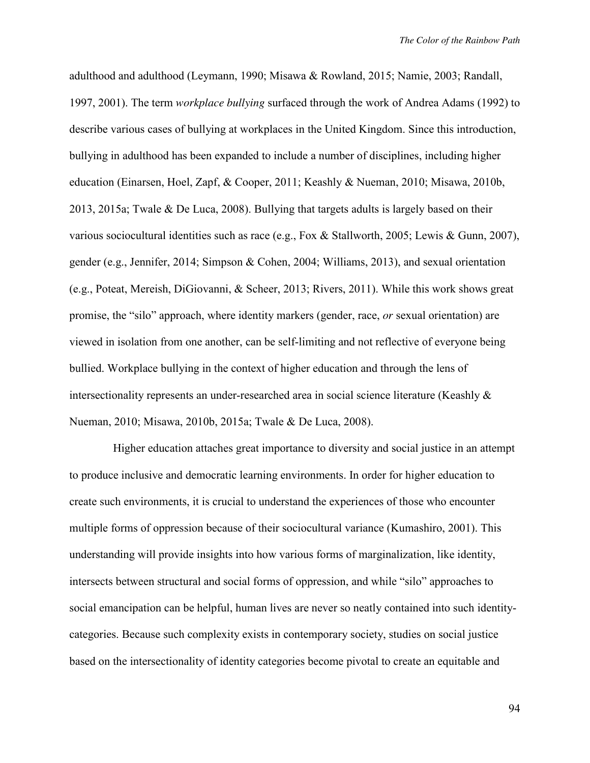adulthood and adulthood (Leymann, 1990; Misawa & Rowland, 2015; Namie, 2003; Randall, 1997, 2001). The term *workplace bullying* surfaced through the work of Andrea Adams (1992) to describe various cases of bullying at workplaces in the United Kingdom. Since this introduction, bullying in adulthood has been expanded to include a number of disciplines, including higher education (Einarsen, Hoel, Zapf, & Cooper, 2011; Keashly & Nueman, 2010; Misawa, 2010b, 2013, 2015a; Twale & De Luca, 2008). Bullying that targets adults is largely based on their various sociocultural identities such as race (e.g., Fox & Stallworth, 2005; Lewis & Gunn, 2007), gender (e.g., Jennifer, 2014; Simpson & Cohen, 2004; Williams, 2013), and sexual orientation (e.g., Poteat, Mereish, DiGiovanni, & Scheer, 2013; Rivers, 2011). While this work shows great promise, the "silo" approach, where identity markers (gender, race, *or* sexual orientation) are viewed in isolation from one another, can be self-limiting and not reflective of everyone being bullied. Workplace bullying in the context of higher education and through the lens of intersectionality represents an under-researched area in social science literature (Keashly & Nueman, 2010; Misawa, 2010b, 2015a; Twale & De Luca, 2008).

Higher education attaches great importance to diversity and social justice in an attempt to produce inclusive and democratic learning environments. In order for higher education to create such environments, it is crucial to understand the experiences of those who encounter multiple forms of oppression because of their sociocultural variance (Kumashiro, 2001). This understanding will provide insights into how various forms of marginalization, like identity, intersects between structural and social forms of oppression, and while "silo" approaches to social emancipation can be helpful, human lives are never so neatly contained into such identity-categories. Because such complexity exists in contemporary society, studies on social justice based on the intersectionality of identity categories become pivotal to create an equitable and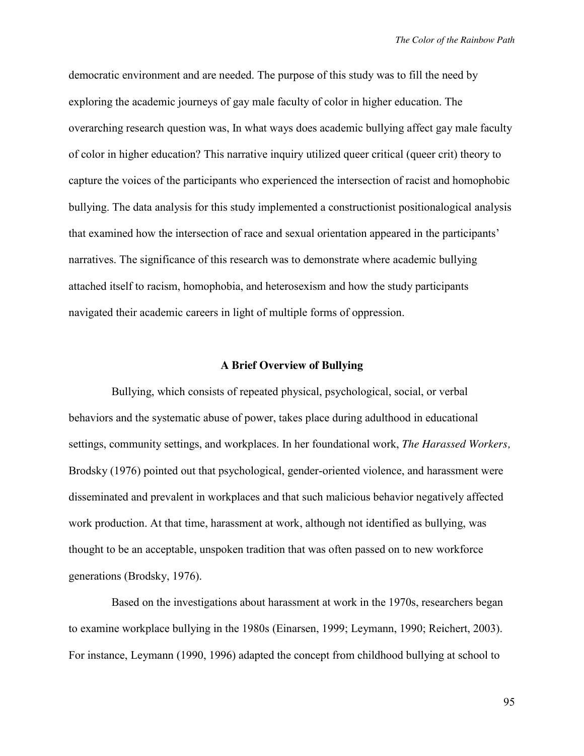democratic environment and are needed. The purpose of this study was to fill the need by exploring the academic journeys of gay male faculty of color in higher education. The overarching research question was, In what ways does academic bullying affect gay male faculty of color in higher education? This narrative inquiry utilized queer critical (queer crit) theory to capture the voices of the participants who experienced the intersection of racist and homophobic bullying. The data analysis for this study implemented a constructionist positionalogical analysis that examined how the intersection of race and sexual orientation appeared in the participants' narratives. The significance of this research was to demonstrate where academic bullying attached itself to racism, homophobia, and heterosexism and how the study participants navigated their academic careers in light of multiple forms of oppression.

## A Brief Overview of Bullying

Bullying, which consists of repeated physical, psychological, social, or verbal behaviors and the systematic abuse of power, takes place during adulthood in educational settings, community settings, and workplaces. In her foundational work, *The Harassed Workers,* Brodsky (1976) pointed out that psychological, gender-oriented violence, and harassment were disseminated and prevalent in workplaces and that such malicious behavior negatively affected work production. At that time, harassment at work, although not identified as bullying, was thought to be an acceptable, unspoken tradition that was often passed on to new workforce generations (Brodsky, 1976).

Based on the investigations about harassment at work in the 1970s, researchers began to examine workplace bullying in the 1980s (Einarsen, 1999; Leymann, 1990; Reichert, 2003). For instance, Leymann (1990, 1996) adapted the concept from childhood bullying at school to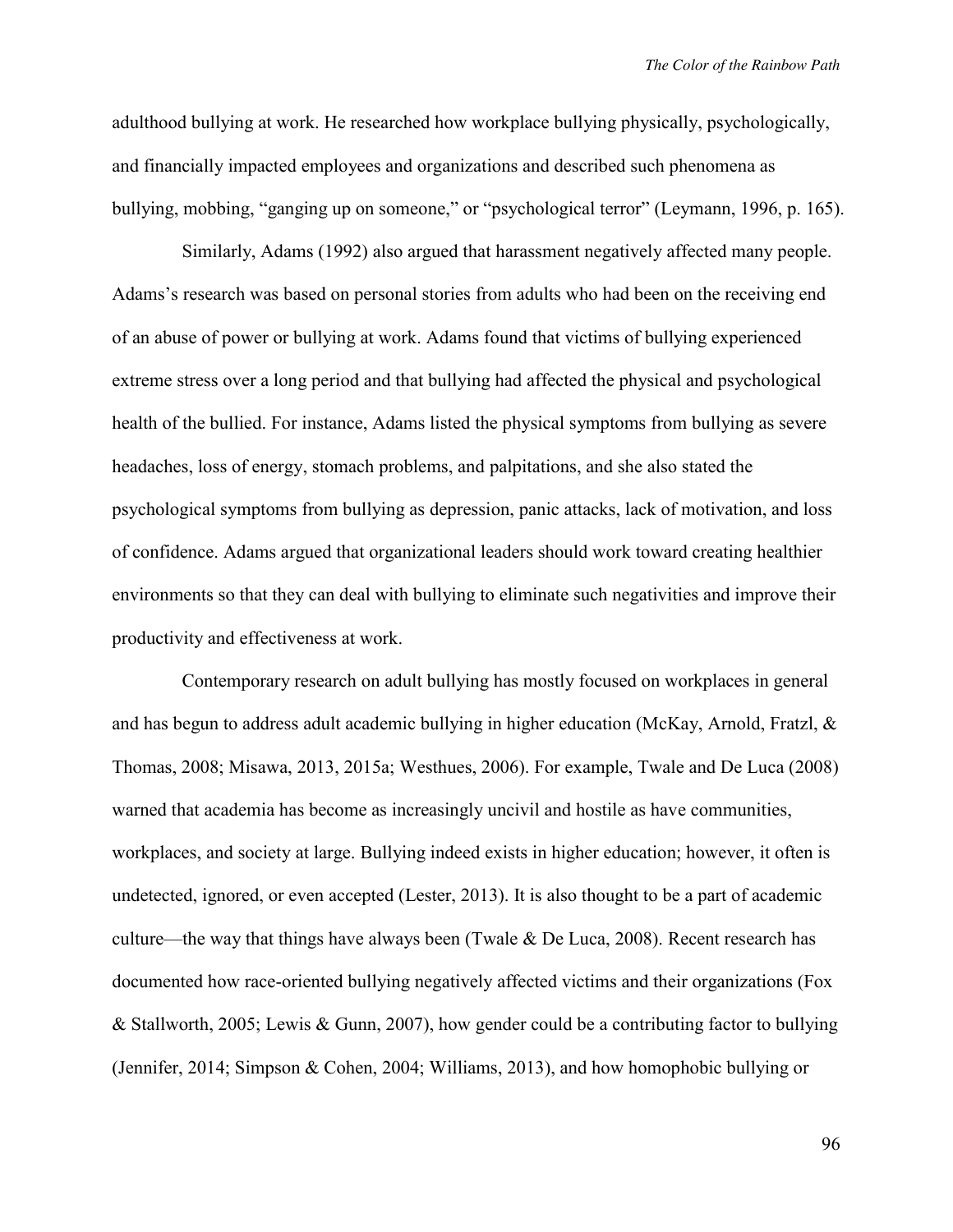adulthood bullying at work. He researched how workplace bullying physically, psychologically, and financially impacted employees and organizations and described such phenomena as bullying, mobbing, "ganging up on someone," or "psychological terror" (Leymann, 1996, p. 165).

Similarly, Adams (1992) also argued that harassment negatively affected many people. Adams's research was based on personal stories from adults who had been on the receiving end of an abuse of power or bullying at work. Adams found that victims of bullying experienced extreme stress over a long period and that bullying had affected the physical and psychological health of the bullied. For instance, Adams listed the physical symptoms from bullying as severe headaches, loss of energy, stomach problems, and palpitations, and she also stated the psychological symptoms from bullying as depression, panic attacks, lack of motivation, and loss of confidence. Adams argued that organizational leaders should work toward creating healthier environments so that they can deal with bullying to eliminate such negativities and improve their productivity and effectiveness at work.

Contemporary research on adult bullying has mostly focused on workplaces in general and has begun to address adult academic bullying in higher education (McKay, Arnold, Fratzl, & Thomas, 2008; Misawa, 2013, 2015a; Westhues, 2006). For example, Twale and De Luca (2008) warned that academia has become as increasingly uncivil and hostile as have communities, workplaces, and society at large. Bullying indeed exists in higher education; however, it often is undetected, ignored, or even accepted (Lester, 2013). It is also thought to be a part of academic culture—the way that things have always been (Twale & De Luca, 2008). Recent research has documented how race-oriented bullying negatively affected victims and their organizations (Fox & Stallworth, 2005; Lewis & Gunn, 2007), how gender could be a contributing factor to bullying (Jennifer, 2014; Simpson & Cohen, 2004; Williams, 2013), and how homophobic bullying or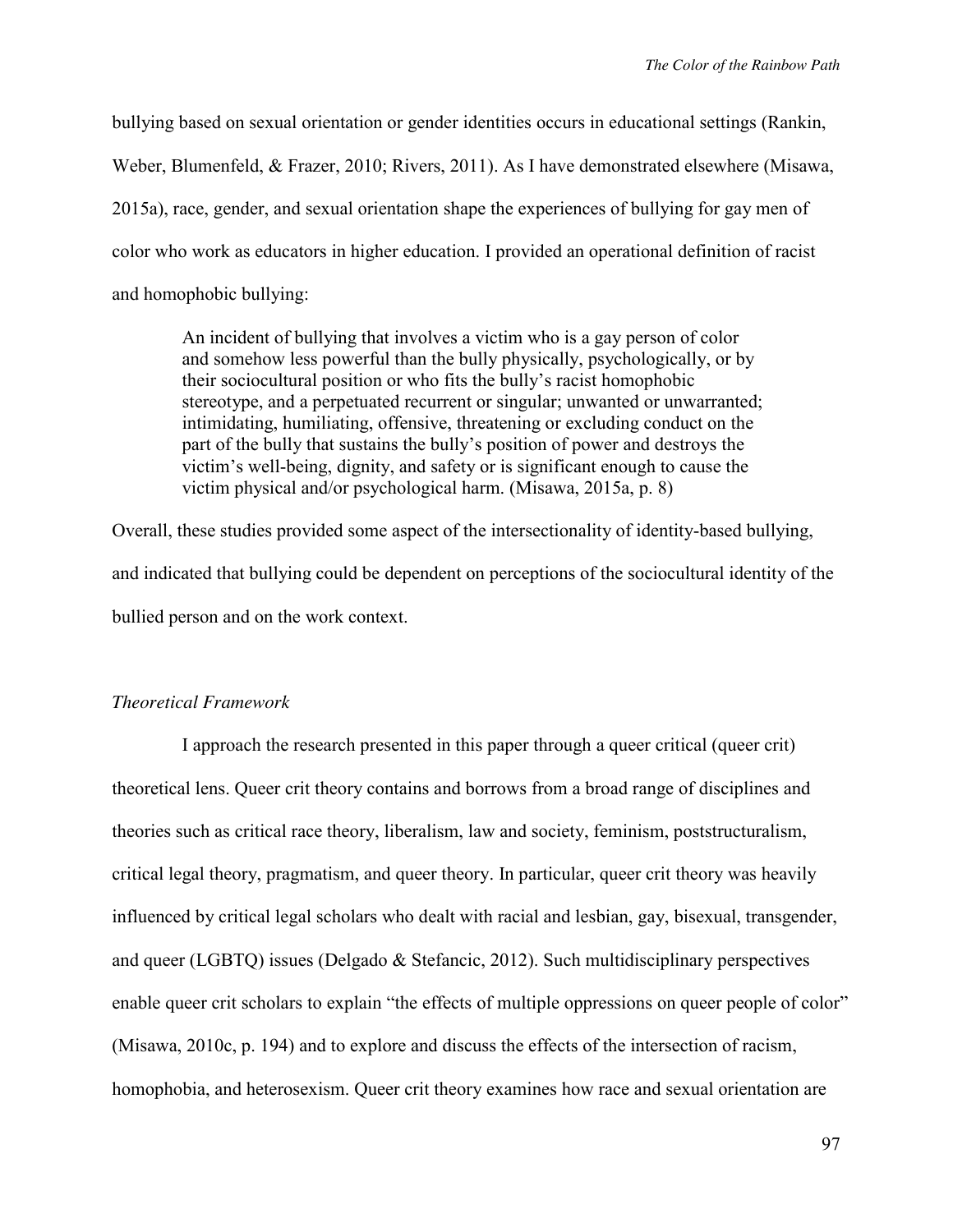bullying based on sexual orientation or gender identities occurs in educational settings (Rankin, Weber, Blumenfeld, & Frazer, 2010; Rivers, 2011). As I have demonstrated elsewhere (Misawa, 2015a), race, gender, and sexual orientation shape the experiences of bullying for gay men of color who work as educators in higher education. I provided an operational definition of racist and homophobic bullying:

> An incident of bullying that involves a victim who is a gay person of color and somehow less powerful than the bully physically, psychologically, or by their sociocultural position or who fits the bully's racist homophobic stereotype, and a perpetuated recurrent or singular; unwanted or unwarranted; intimidating, humiliating, offensive, threatening or excluding conduct on the part of the bully that sustains the bully's position of power and destroys the victim's well-being, dignity, and safety or is significant enough to cause the victim physical and/or psychological harm. (Misawa, 2015a, p. 8)

Overall, these studies provided some aspect of the intersectionality of identity-based bullying, and indicated that bullying could be dependent on perceptions of the sociocultural identity of the bullied person and on the work context.

### *Theoretical Framework*

I approach the research presented in this paper through a queer critical (queer crit) theoretical lens. Queer crit theory contains and borrows from a broad range of disciplines and theories such as critical race theory, liberalism, law and society, feminism, poststructuralism, critical legal theory, pragmatism, and queer theory. In particular, queer crit theory was heavily influenced by critical legal scholars who dealt with racial and lesbian, gay, bisexual, transgender, and queer (LGBTQ) issues (Delgado & Stefancic, 2012). Such multidisciplinary perspectives enable queer crit scholars to explain "the effects of multiple oppressions on queer people of color" (Misawa, 2010c, p. 194) and to explore and discuss the effects of the intersection of racism, homophobia, and heterosexism. Queer crit theory examines how race and sexual orientation are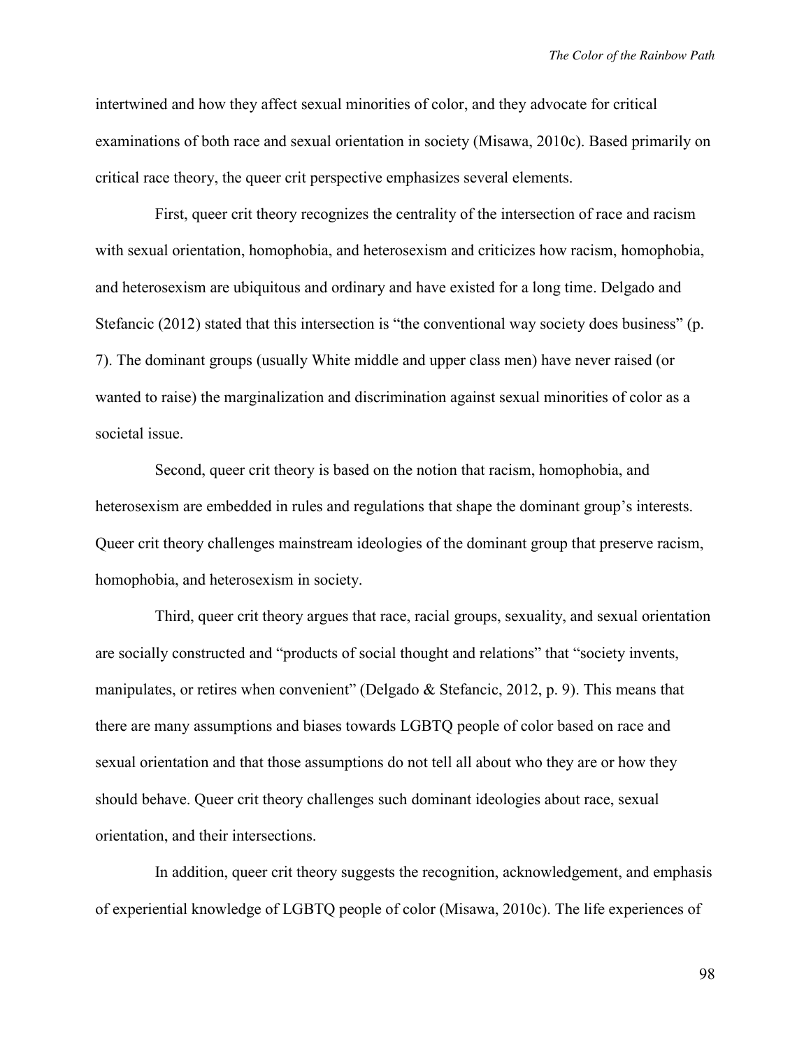intertwined and how they affect sexual minorities of color, and they advocate for critical examinations of both race and sexual orientation in society (Misawa, 2010c). Based primarily on critical race theory, the queer crit perspective emphasizes several elements.

First, queer crit theory recognizes the centrality of the intersection of race and racism with sexual orientation, homophobia, and heterosexism and criticizes how racism, homophobia, and heterosexism are ubiquitous and ordinary and have existed for a long time. Delgado and Stefancic (2012) stated that this intersection is "the conventional way society does business" (p. 7). The dominant groups (usually White middle and upper class men) have never raised (or wanted to raise) the marginalization and discrimination against sexual minorities of color as a societal issue.

Second, queer crit theory is based on the notion that racism, homophobia, and heterosexism are embedded in rules and regulations that shape the dominant group's interests. Queer crit theory challenges mainstream ideologies of the dominant group that preserve racism, homophobia, and heterosexism in society.

Third, queer crit theory argues that race, racial groups, sexuality, and sexual orientation are socially constructed and "products of social thought and relations" that "society invents, manipulates, or retires when convenient" (Delgado & Stefancic, 2012, p. 9). This means that there are many assumptions and biases towards LGBTQ people of color based on race and sexual orientation and that those assumptions do not tell all about who they are or how they should behave. Queer crit theory challenges such dominant ideologies about race, sexual orientation, and their intersections.

In addition, queer crit theory suggests the recognition, acknowledgement, and emphasis of experiential knowledge of LGBTQ people of color (Misawa, 2010c). The life experiences of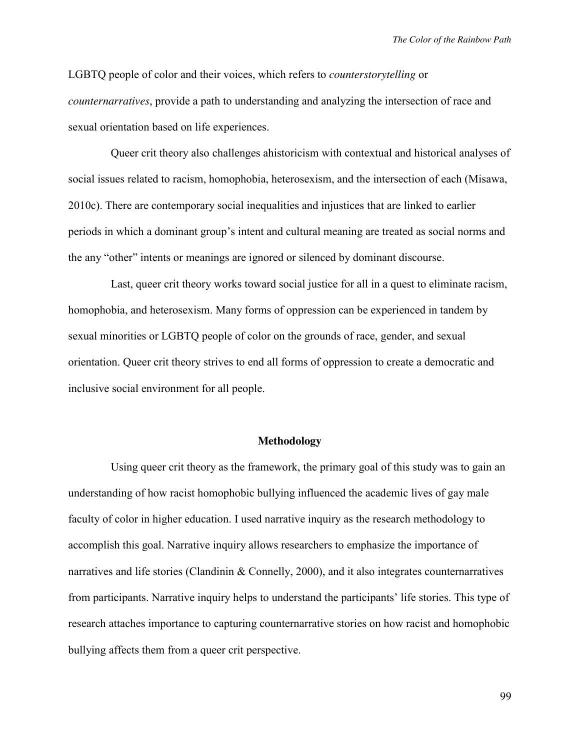LGBTQ people of color and their voices, which refers to *counterstorytelling* or *counternarratives*, provide a path to understanding and analyzing the intersection of race and sexual orientation based on life experiences.

Queer crit theory also challenges ahistoricism with contextual and historical analyses of social issues related to racism, homophobia, heterosexism, and the intersection of each (Misawa, 2010c). There are contemporary social inequalities and injustices that are linked to earlier periods in which a dominant group's intent and cultural meaning are treated as social norms and the any "other" intents or meanings are ignored or silenced by dominant discourse.

Last, queer crit theory works toward social justice for all in a quest to eliminate racism, homophobia, and heterosexism. Many forms of oppression can be experienced in tandem by sexual minorities or LGBTQ people of color on the grounds of race, gender, and sexual orientation. Queer crit theory strives to end all forms of oppression to create a democratic and inclusive social environment for all people.

## Methodology

Using queer crit theory as the framework, the primary goal of this study was to gain an understanding of how racist homophobic bullying influenced the academic lives of gay male faculty of color in higher education. I used narrative inquiry as the research methodology to accomplish this goal. Narrative inquiry allows researchers to emphasize the importance of narratives and life stories (Clandinin & Connelly, 2000), and it also integrates counternarratives from participants. Narrative inquiry helps to understand the participants' life stories. This type of research attaches importance to capturing counternarrative stories on how racist and homophobic bullying affects them from a queer crit perspective.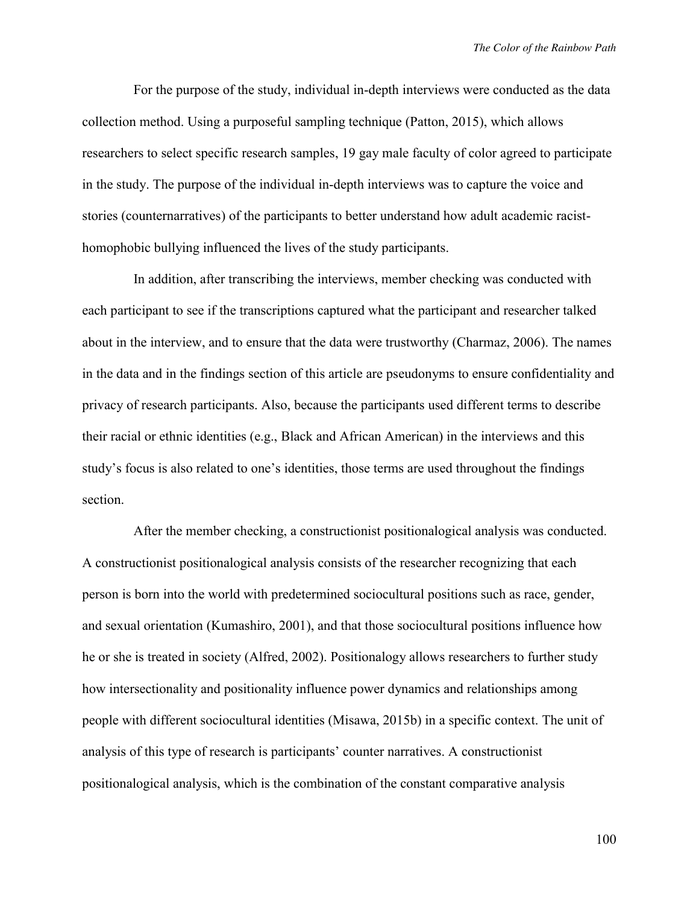For the purpose of the study, individual in-depth interviews were conducted as the data collection method. Using a purposeful sampling technique (Patton, 2015), which allows researchers to select specific research samples, 19 gay male faculty of color agreed to participate in the study. The purpose of the individual in-depth interviews was to capture the voice and stories (counternarratives) of the participants to better understand how adult academic racist-homophobic bullying influenced the lives of the study participants.

In addition, after transcribing the interviews, member checking was conducted with each participant to see if the transcriptions captured what the participant and researcher talked about in the interview, and to ensure that the data were trustworthy (Charmaz, 2006). The names in the data and in the findings section of this article are pseudonyms to ensure confidentiality and privacy of research participants. Also, because the participants used different terms to describe their racial or ethnic identities (e.g., Black and African American) in the interviews and this study's focus is also related to one's identities, those terms are used throughout the findings section.

After the member checking, a constructionist positionalogical analysis was conducted. A constructionist positionalogical analysis consists of the researcher recognizing that each person is born into the world with predetermined sociocultural positions such as race, gender, and sexual orientation (Kumashiro, 2001), and that those sociocultural positions influence how he or she is treated in society (Alfred, 2002). Positionalogy allows researchers to further study how intersectionality and positionality influence power dynamics and relationships among people with different sociocultural identities (Misawa, 2015b) in a specific context. The unit of analysis of this type of research is participants' counter narratives. A constructionist positionalogical analysis, which is the combination of the constant comparative analysis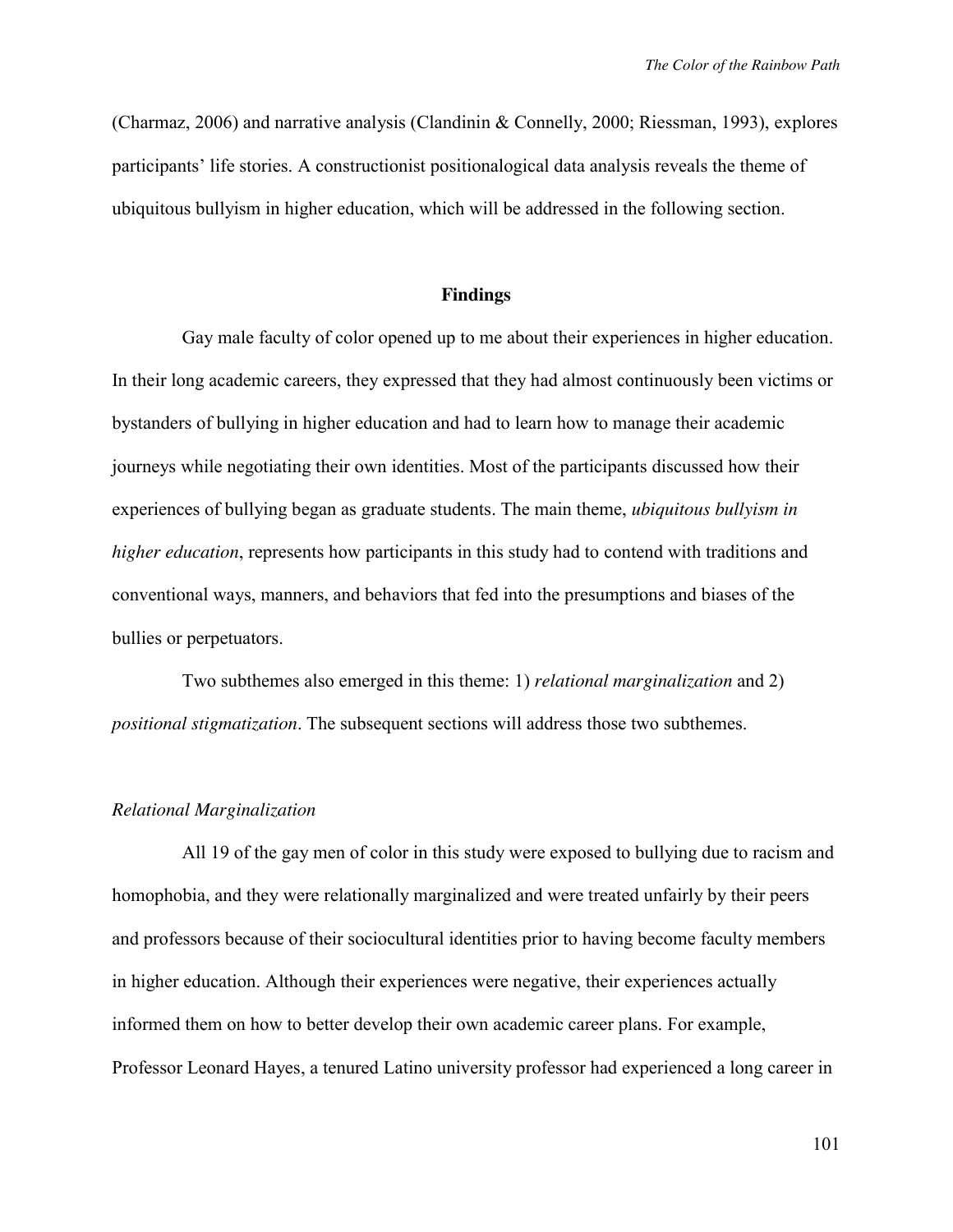(Charmaz, 2006) and narrative analysis (Clandinin & Connelly, 2000; Riessman, 1993), explores participants' life stories. A constructionist positionalogical data analysis reveals the theme of ubiquitous bullyism in higher education, which will be addressed in the following section.

## Findings

Gay male faculty of color opened up to me about their experiences in higher education. In their long academic careers, they expressed that they had almost continuously been victims or bystanders of bullying in higher education and had to learn how to manage their academic journeys while negotiating their own identities. Most of the participants discussed how their experiences of bullying began as graduate students. The main theme, *ubiquitous bullyism in higher education*, represents how participants in this study had to contend with traditions and conventional ways, manners, and behaviors that fed into the presumptions and biases of the bullies or perpetuators.

Two subthemes also emerged in this theme: 1) *relational marginalization* and 2) *positional stigmatization*. The subsequent sections will address those two subthemes.

### *Relational Marginalization*

All 19 of the gay men of color in this study were exposed to bullying due to racism and homophobia, and they were relationally marginalized and were treated unfairly by their peers and professors because of their sociocultural identities prior to having become faculty members in higher education. Although their experiences were negative, their experiences actually informed them on how to better develop their own academic career plans. For example, Professor Leonard Hayes, a tenured Latino university professor had experienced a long career in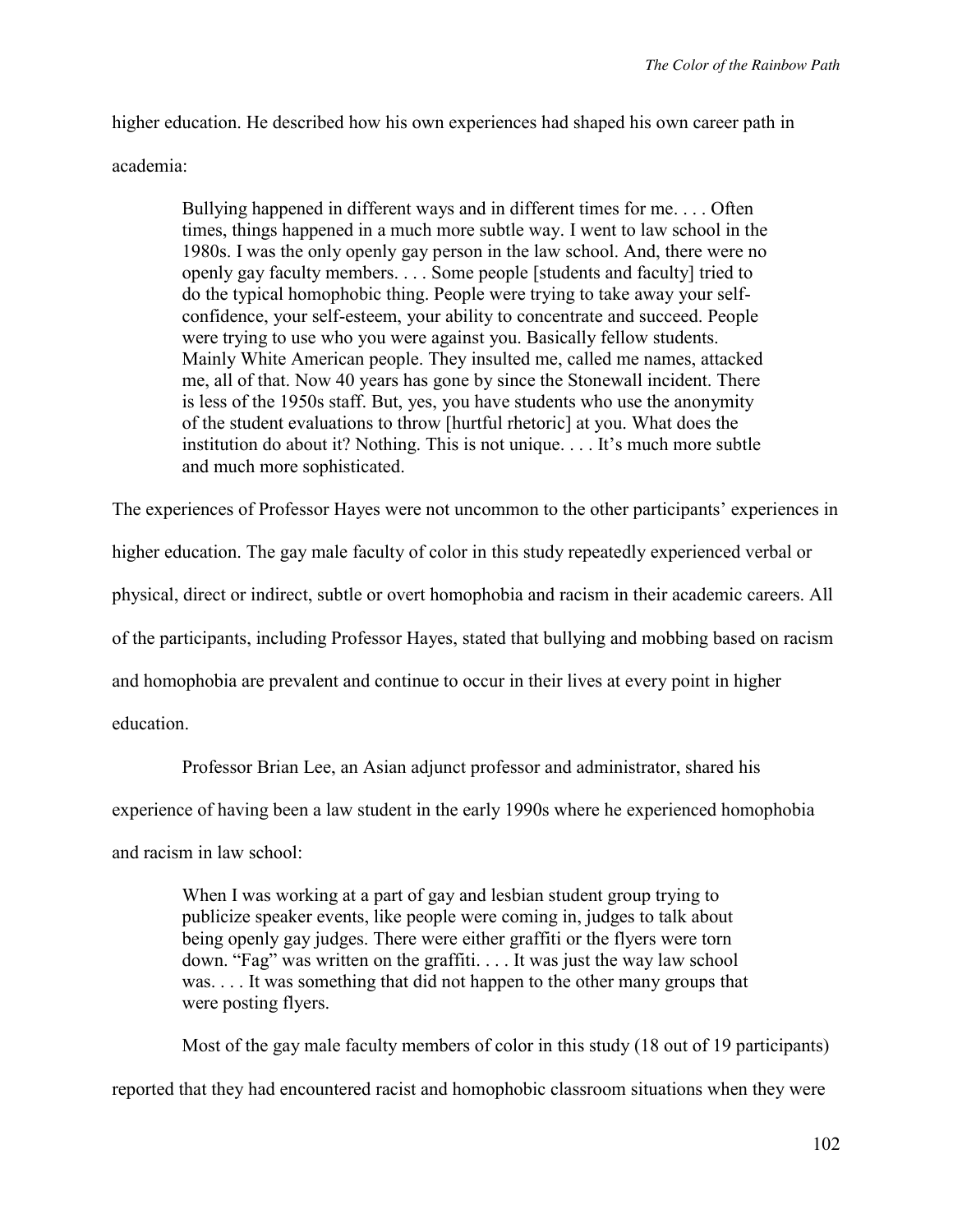higher education. He described how his own experiences had shaped his own career path in academia:

> Bullying happened in different ways and in different times for me. . . . Often times, things happened in a much more subtle way. I went to law school in the 1980s. I was the only openly gay person in the law school. And, there were no openly gay faculty members. . . . Some people [students and faculty] tried to do the typical homophobic thing. People were trying to take away your self-confidence, your self-esteem, your ability to concentrate and succeed. People were trying to use who you were against you. Basically fellow students. Mainly White American people. They insulted me, called me names, attacked me, all of that. Now 40 years has gone by since the Stonewall incident. There is less of the 1950s staff. But, yes, you have students who use the anonymity of the student evaluations to throw [hurtful rhetoric] at you. What does the institution do about it? Nothing. This is not unique. . . . It's much more subtle and much more sophisticated.

The experiences of Professor Hayes were not uncommon to the other participants' experiences in higher education. The gay male faculty of color in this study repeatedly experienced verbal or physical, direct or indirect, subtle or overt homophobia and racism in their academic careers. All of the participants, including Professor Hayes, stated that bullying and mobbing based on racism and homophobia are prevalent and continue to occur in their lives at every point in higher education.

Professor Brian Lee, an Asian adjunct professor and administrator, shared his experience of having been a law student in the early 1990s where he experienced homophobia and racism in law school:

> When I was working at a part of gay and lesbian student group trying to publicize speaker events, like people were coming in, judges to talk about being openly gay judges. There were either graffiti or the flyers were torn down. "Fag" was written on the graffiti. . . . It was just the way law school was. . . . It was something that did not happen to the other many groups that were posting flyers.

Most of the gay male faculty members of color in this study (18 out of 19 participants) reported that they had encountered racist and homophobic classroom situations when they were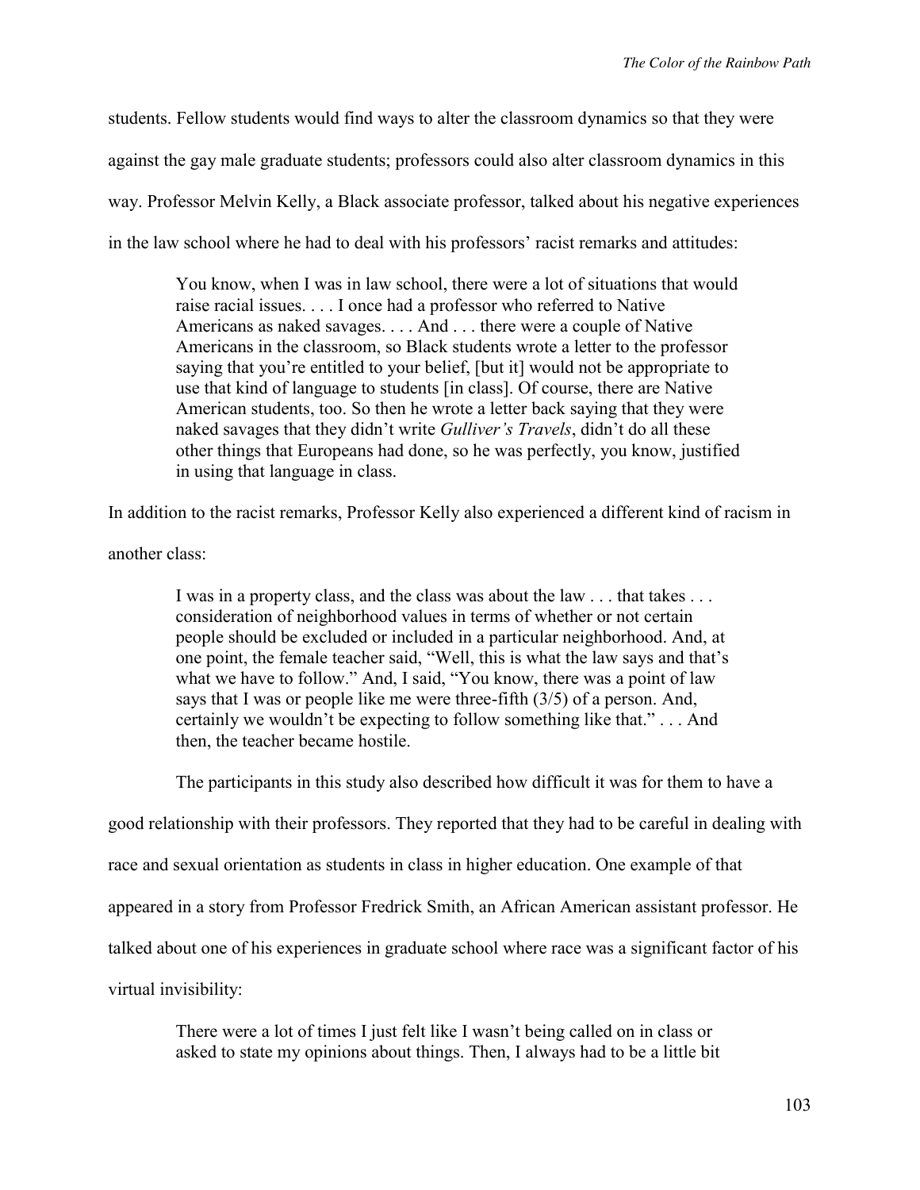students. Fellow students would find ways to alter the classroom dynamics so that they were against the gay male graduate students; professors could also alter classroom dynamics in this way. Professor Melvin Kelly, a Black associate professor, talked about his negative experiences in the law school where he had to deal with his professors' racist remarks and attitudes:

> You know, when I was in law school, there were a lot of situations that would raise racial issues. . . . I once had a professor who referred to Native Americans as naked savages. . . . And . . . there were a couple of Native Americans in the classroom, so Black students wrote a letter to the professor saying that you're entitled to your belief, [but it] would not be appropriate to use that kind of language to students [in class]. Of course, there are Native American students, too. So then he wrote a letter back saying that they were naked savages that they didn't write *Gulliver's Travels*, didn't do all these other things that Europeans had done, so he was perfectly, you know, justified in using that language in class.

In addition to the racist remarks, Professor Kelly also experienced a different kind of racism in another class:

> I was in a property class, and the class was about the law . . . that takes . . . consideration of neighborhood values in terms of whether or not certain people should be excluded or included in a particular neighborhood. And, at one point, the female teacher said, "Well, this is what the law says and that's what we have to follow." And, I said, "You know, there was a point of law says that I was or people like me were three-fifth (3/5) of a person. And, certainly we wouldn't be expecting to follow something like that." . . . And then, the teacher became hostile.

The participants in this study also described how difficult it was for them to have a good relationship with their professors. They reported that they had to be careful in dealing with race and sexual orientation as students in class in higher education. One example of that appeared in a story from Professor Fredrick Smith, an African American assistant professor. He talked about one of his experiences in graduate school where race was a significant factor of his virtual invisibility:

> There were a lot of times I just felt like I wasn't being called on in class or asked to state my opinions about things. Then, I always had to be a little bit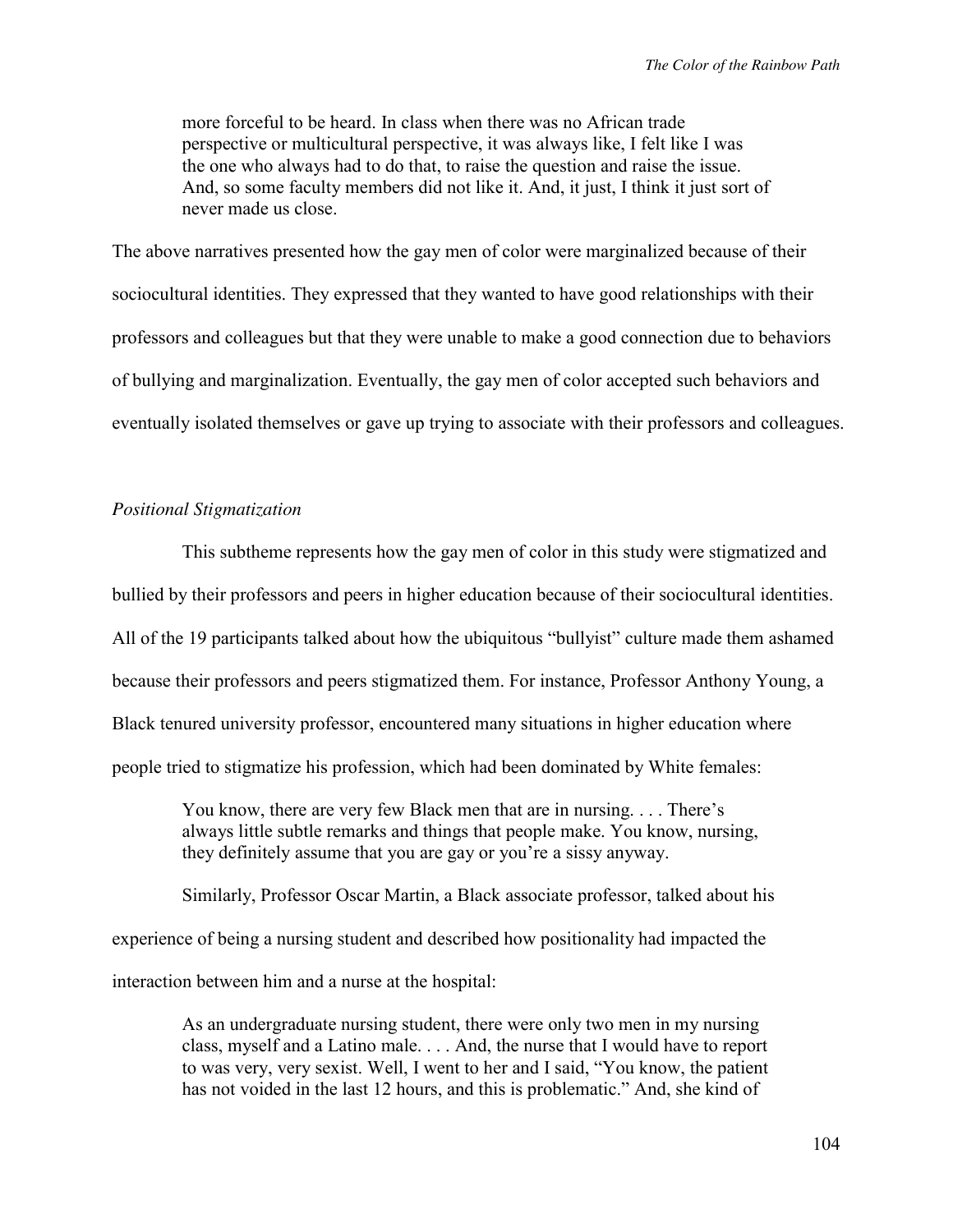> more forceful to be heard. In class when there was no African trade perspective or multicultural perspective, it was always like, I felt like I was the one who always had to do that, to raise the question and raise the issue. And, so some faculty members did not like it. And, it just, I think it just sort of never made us close.

The above narratives presented how the gay men of color were marginalized because of their sociocultural identities. They expressed that they wanted to have good relationships with their professors and colleagues but that they were unable to make a good connection due to behaviors of bullying and marginalization. Eventually, the gay men of color accepted such behaviors and eventually isolated themselves or gave up trying to associate with their professors and colleagues.

*Positional Stigmatization*

This subtheme represents how the gay men of color in this study were stigmatized and bullied by their professors and peers in higher education because of their sociocultural identities. All of the 19 participants talked about how the ubiquitous "bullyist" culture made them ashamed because their professors and peers stigmatized them. For instance, Professor Anthony Young, a Black tenured university professor, encountered many situations in higher education where people tried to stigmatize his profession, which had been dominated by White females:

> You know, there are very few Black men that are in nursing. . . . There's always little subtle remarks and things that people make. You know, nursing, they definitely assume that you are gay or you're a sissy anyway.

Similarly, Professor Oscar Martin, a Black associate professor, talked about his experience of being a nursing student and described how positionality had impacted the interaction between him and a nurse at the hospital:

> As an undergraduate nursing student, there were only two men in my nursing class, myself and a Latino male. . . . And, the nurse that I would have to report to was very, very sexist. Well, I went to her and I said, "You know, the patient has not voided in the last 12 hours, and this is problematic." And, she kind of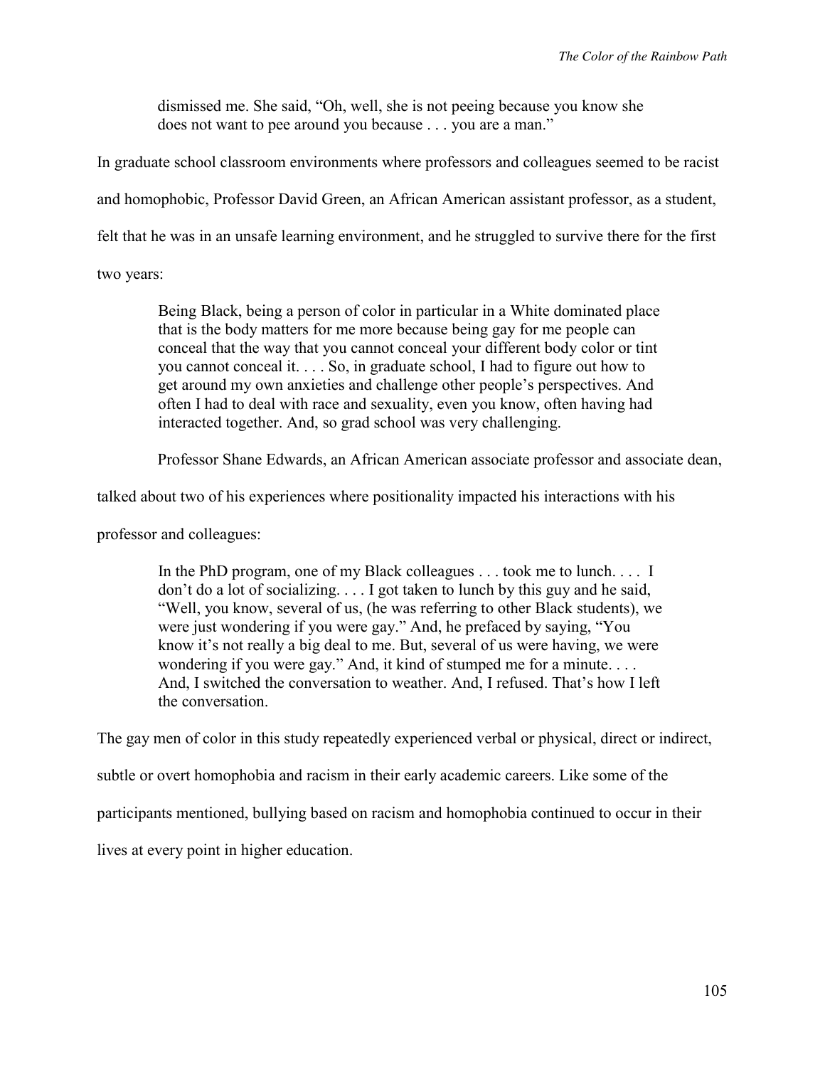> dismissed me. She said, "Oh, well, she is not peeing because you know she does not want to pee around you because . . . you are a man."

In graduate school classroom environments where professors and colleagues seemed to be racist and homophobic, Professor David Green, an African American assistant professor, as a student, felt that he was in an unsafe learning environment, and he struggled to survive there for the first two years:

> Being Black, being a person of color in particular in a White dominated place that is the body matters for me more because being gay for me people can conceal that the way that you cannot conceal your different body color or tint you cannot conceal it. . . . So, in graduate school, I had to figure out how to get around my own anxieties and challenge other people's perspectives. And often I had to deal with race and sexuality, even you know, often having had interacted together. And, so grad school was very challenging.

Professor Shane Edwards, an African American associate professor and associate dean, talked about two of his experiences where positionality impacted his interactions with his professor and colleagues:

> In the PhD program, one of my Black colleagues . . . took me to lunch. . . . I don't do a lot of socializing. . . . I got taken to lunch by this guy and he said, "Well, you know, several of us, (he was referring to other Black students), we were just wondering if you were gay." And, he prefaced by saying, "You know it's not really a big deal to me. But, several of us were having, we were wondering if you were gay." And, it kind of stumped me for a minute. . . . And, I switched the conversation to weather. And, I refused. That's how I left the conversation.

The gay men of color in this study repeatedly experienced verbal or physical, direct or indirect, subtle or overt homophobia and racism in their early academic careers. Like some of the participants mentioned, bullying based on racism and homophobia continued to occur in their lives at every point in higher education.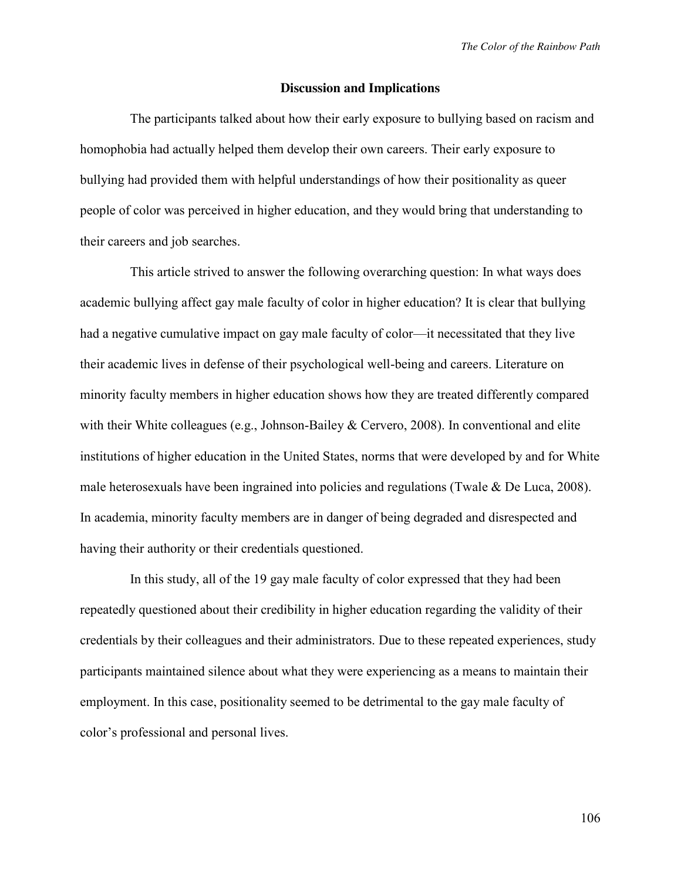## Discussion and Implications

The participants talked about how their early exposure to bullying based on racism and homophobia had actually helped them develop their own careers. Their early exposure to bullying had provided them with helpful understandings of how their positionality as queer people of color was perceived in higher education, and they would bring that understanding to their careers and job searches.

This article strived to answer the following overarching question: In what ways does academic bullying affect gay male faculty of color in higher education? It is clear that bullying had a negative cumulative impact on gay male faculty of color—it necessitated that they live their academic lives in defense of their psychological well-being and careers. Literature on minority faculty members in higher education shows how they are treated differently compared with their White colleagues (e.g., Johnson-Bailey & Cervero, 2008). In conventional and elite institutions of higher education in the United States, norms that were developed by and for White male heterosexuals have been ingrained into policies and regulations (Twale & De Luca, 2008). In academia, minority faculty members are in danger of being degraded and disrespected and having their authority or their credentials questioned.

In this study, all of the 19 gay male faculty of color expressed that they had been repeatedly questioned about their credibility in higher education regarding the validity of their credentials by their colleagues and their administrators. Due to these repeated experiences, study participants maintained silence about what they were experiencing as a means to maintain their employment. In this case, positionality seemed to be detrimental to the gay male faculty of color's professional and personal lives.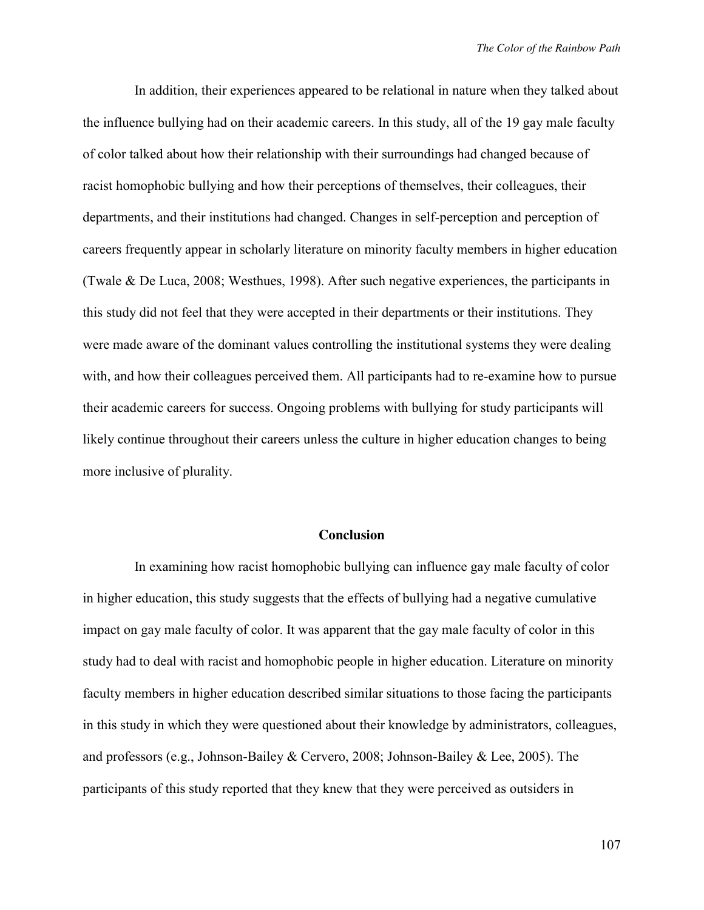In addition, their experiences appeared to be relational in nature when they talked about the influence bullying had on their academic careers. In this study, all of the 19 gay male faculty of color talked about how their relationship with their surroundings had changed because of racist homophobic bullying and how their perceptions of themselves, their colleagues, their departments, and their institutions had changed. Changes in self-perception and perception of careers frequently appear in scholarly literature on minority faculty members in higher education (Twale & De Luca, 2008; Westhues, 1998). After such negative experiences, the participants in this study did not feel that they were accepted in their departments or their institutions. They were made aware of the dominant values controlling the institutional systems they were dealing with, and how their colleagues perceived them. All participants had to re-examine how to pursue their academic careers for success. Ongoing problems with bullying for study participants will likely continue throughout their careers unless the culture in higher education changes to being more inclusive of plurality.

## Conclusion

In examining how racist homophobic bullying can influence gay male faculty of color in higher education, this study suggests that the effects of bullying had a negative cumulative impact on gay male faculty of color. It was apparent that the gay male faculty of color in this study had to deal with racist and homophobic people in higher education. Literature on minority faculty members in higher education described similar situations to those facing the participants in this study in which they were questioned about their knowledge by administrators, colleagues, and professors (e.g., Johnson-Bailey & Cervero, 2008; Johnson-Bailey & Lee, 2005). The participants of this study reported that they knew that they were perceived as outsiders in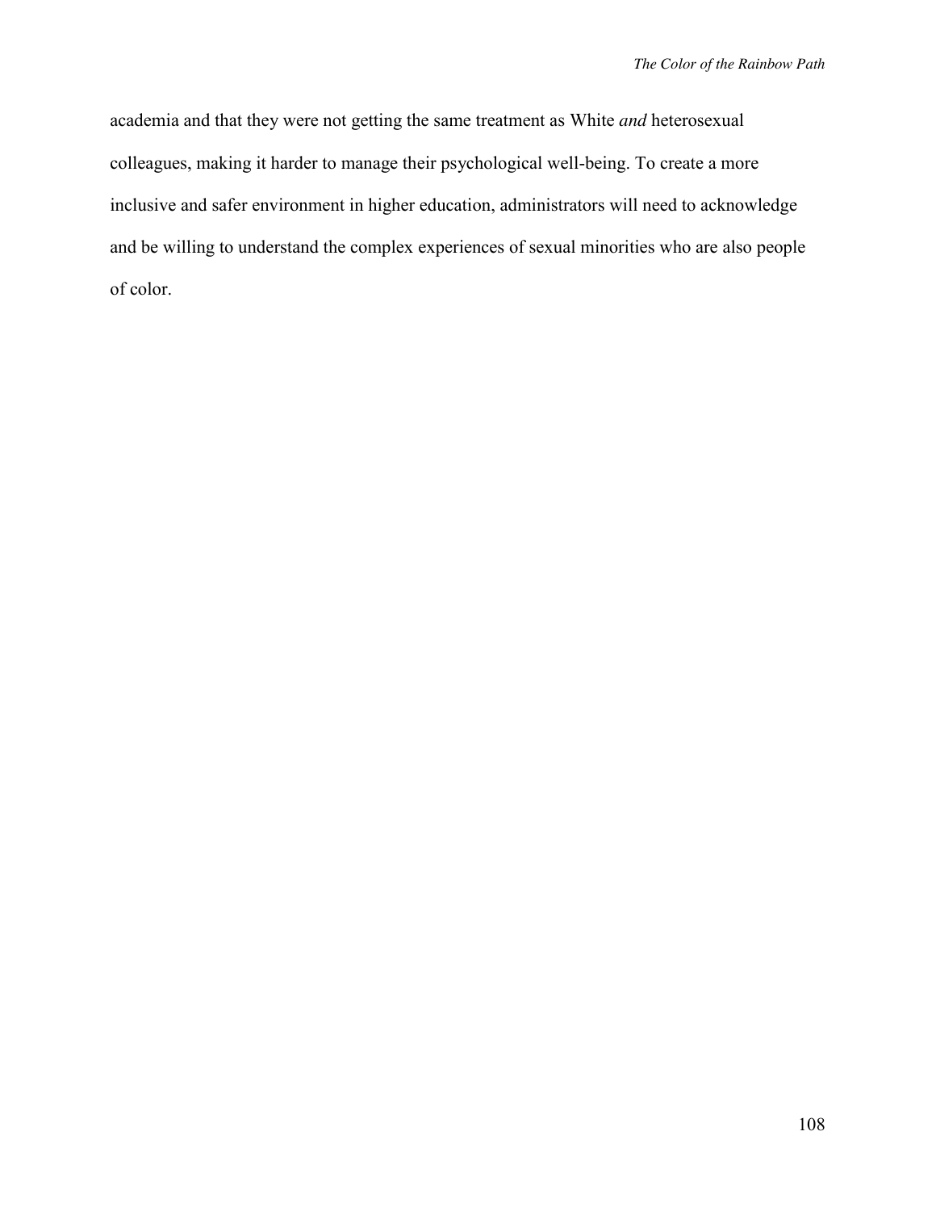academia and that they were not getting the same treatment as White *and* heterosexual colleagues, making it harder to manage their psychological well-being. To create a more inclusive and safer environment in higher education, administrators will need to acknowledge and be willing to understand the complex experiences of sexual minorities who are also people of color.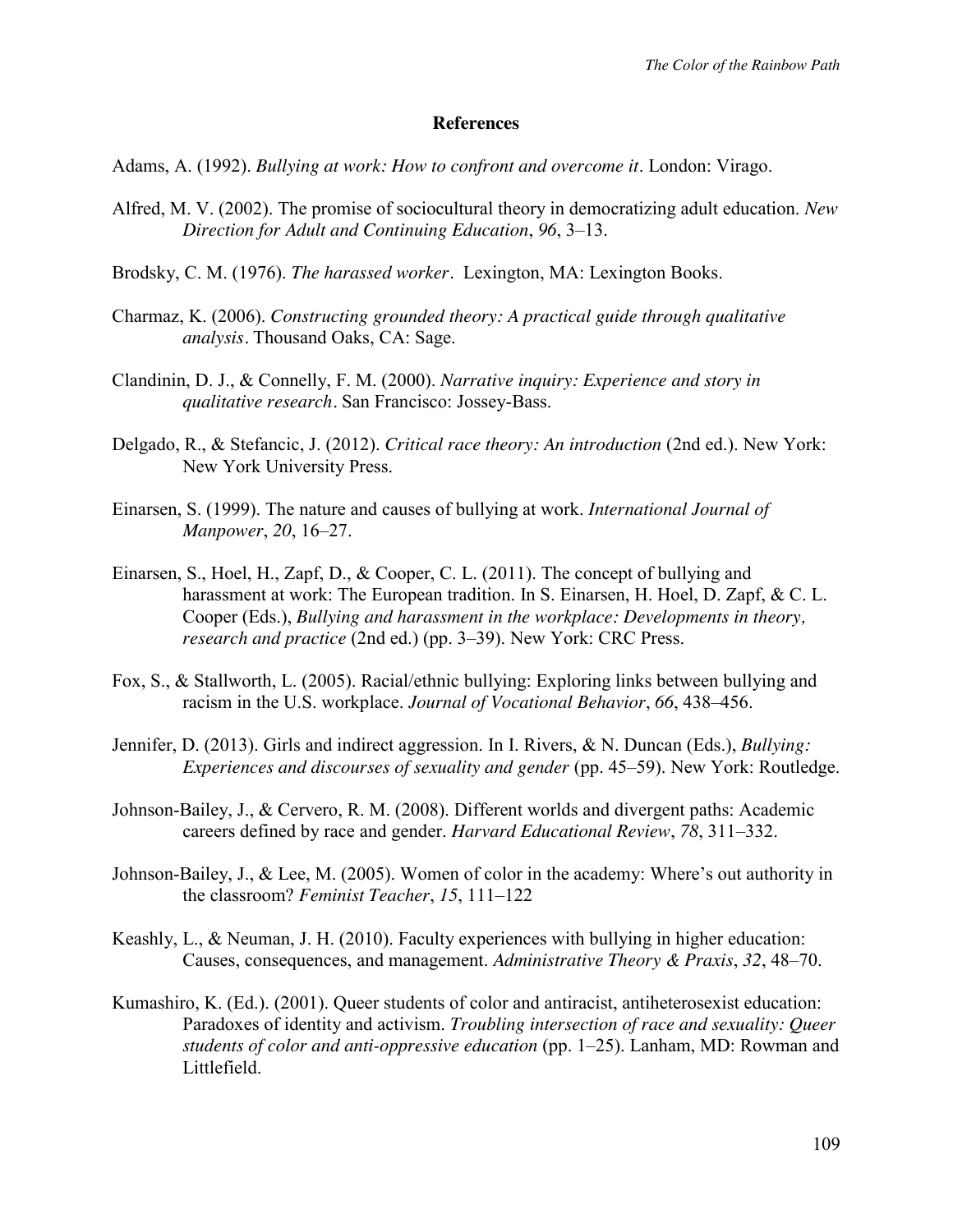## References

Adams, A. (1992). *Bullying at work: How to confront and overcome it*. London: Virago.

Alfred, M. V. (2002). The promise of sociocultural theory in democratizing adult education. *New Direction for Adult and Continuing Education*, *96*, 3–13.

Brodsky, C. M. (1976). *The harassed worker*. Lexington, MA: Lexington Books.

Charmaz, K. (2006). *Constructing grounded theory: A practical guide through qualitative analysis*. Thousand Oaks, CA: Sage.

Clandinin, D. J., & Connelly, F. M. (2000). *Narrative inquiry: Experience and story in qualitative research*. San Francisco: Jossey-Bass.

Delgado, R., & Stefancic, J. (2012). *Critical race theory: An introduction* (2nd ed.). New York: New York University Press.

Einarsen, S. (1999). The nature and causes of bullying at work. *International Journal of Manpower*, *20*, 16–27.

Einarsen, S., Hoel, H., Zapf, D., & Cooper, C. L. (2011). The concept of bullying and harassment at work: The European tradition. In S. Einarsen, H. Hoel, D. Zapf, & C. L. Cooper (Eds.), *Bullying and harassment in the workplace: Developments in theory, research and practice* (2nd ed.) (pp. 3–39). New York: CRC Press.

Fox, S., & Stallworth, L. (2005). Racial/ethnic bullying: Exploring links between bullying and racism in the U.S. workplace. *Journal of Vocational Behavior*, *66*, 438–456.

Jennifer, D. (2013). Girls and indirect aggression. In I. Rivers, & N. Duncan (Eds.), *Bullying: Experiences and discourses of sexuality and gender* (pp. 45–59). New York: Routledge.

Johnson-Bailey, J., & Cervero, R. M. (2008). Different worlds and divergent paths: Academic careers defined by race and gender. *Harvard Educational Review*, *78*, 311–332.

Johnson-Bailey, J., & Lee, M. (2005). Women of color in the academy: Where's out authority in the classroom? *Feminist Teacher*, *15*, 111–122

Keashly, L., & Neuman, J. H. (2010). Faculty experiences with bullying in higher education: Causes, consequences, and management. *Administrative Theory & Praxis*, *32*, 48–70.

Kumashiro, K. (Ed.). (2001). Queer students of color and antiracist, antiheterosexist education: Paradoxes of identity and activism. *Troubling intersection of race and sexuality: Queer students of color and anti-oppressive education* (pp. 1–25). Lanham, MD: Rowman and Littlefield.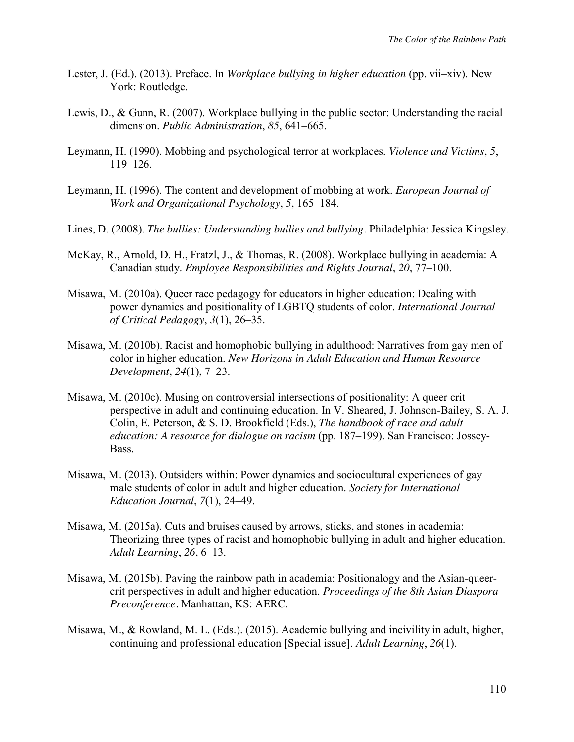Lester, J. (Ed.). (2013). Preface. In *Workplace bullying in higher education* (pp. vii–xiv). New York: Routledge.

Lewis, D., & Gunn, R. (2007). Workplace bullying in the public sector: Understanding the racial dimension. *Public Administration*, *85*, 641–665.

Leymann, H. (1990). Mobbing and psychological terror at workplaces. *Violence and Victims*, *5*, 119–126.

Leymann, H. (1996). The content and development of mobbing at work. *European Journal of Work and Organizational Psychology*, *5*, 165–184.

Lines, D. (2008). *The bullies: Understanding bullies and bullying*. Philadelphia: Jessica Kingsley.

McKay, R., Arnold, D. H., Fratzl, J., & Thomas, R. (2008). Workplace bullying in academia: A Canadian study. *Employee Responsibilities and Rights Journal*, *20*, 77–100.

Misawa, M. (2010a). Queer race pedagogy for educators in higher education: Dealing with power dynamics and positionality of LGBTQ students of color. *International Journal of Critical Pedagogy*, *3*(1), 26–35.

Misawa, M. (2010b). Racist and homophobic bullying in adulthood: Narratives from gay men of color in higher education. *New Horizons in Adult Education and Human Resource Development*, *24*(1), 7–23.

Misawa, M. (2010c). Musing on controversial intersections of positionality: A queer crit perspective in adult and continuing education. In V. Sheared, J. Johnson-Bailey, S. A. J. Colin, E. Peterson, & S. D. Brookfield (Eds.), *The handbook of race and adult education: A resource for dialogue on racism* (pp. 187–199). San Francisco: Jossey-Bass.

Misawa, M. (2013). Outsiders within: Power dynamics and sociocultural experiences of gay male students of color in adult and higher education. *Society for International Education Journal*, *7*(1), 24–49.

Misawa, M. (2015a). Cuts and bruises caused by arrows, sticks, and stones in academia: Theorizing three types of racist and homophobic bullying in adult and higher education. *Adult Learning*, *26*, 6–13.

Misawa, M. (2015b). Paving the rainbow path in academia: Positionalogy and the Asian-queer-crit perspectives in adult and higher education. *Proceedings of the 8th Asian Diaspora Preconference*. Manhattan, KS: AERC.

Misawa, M., & Rowland, M. L. (Eds.). (2015). Academic bullying and incivility in adult, higher, continuing and professional education [Special issue]. *Adult Learning*, *26*(1).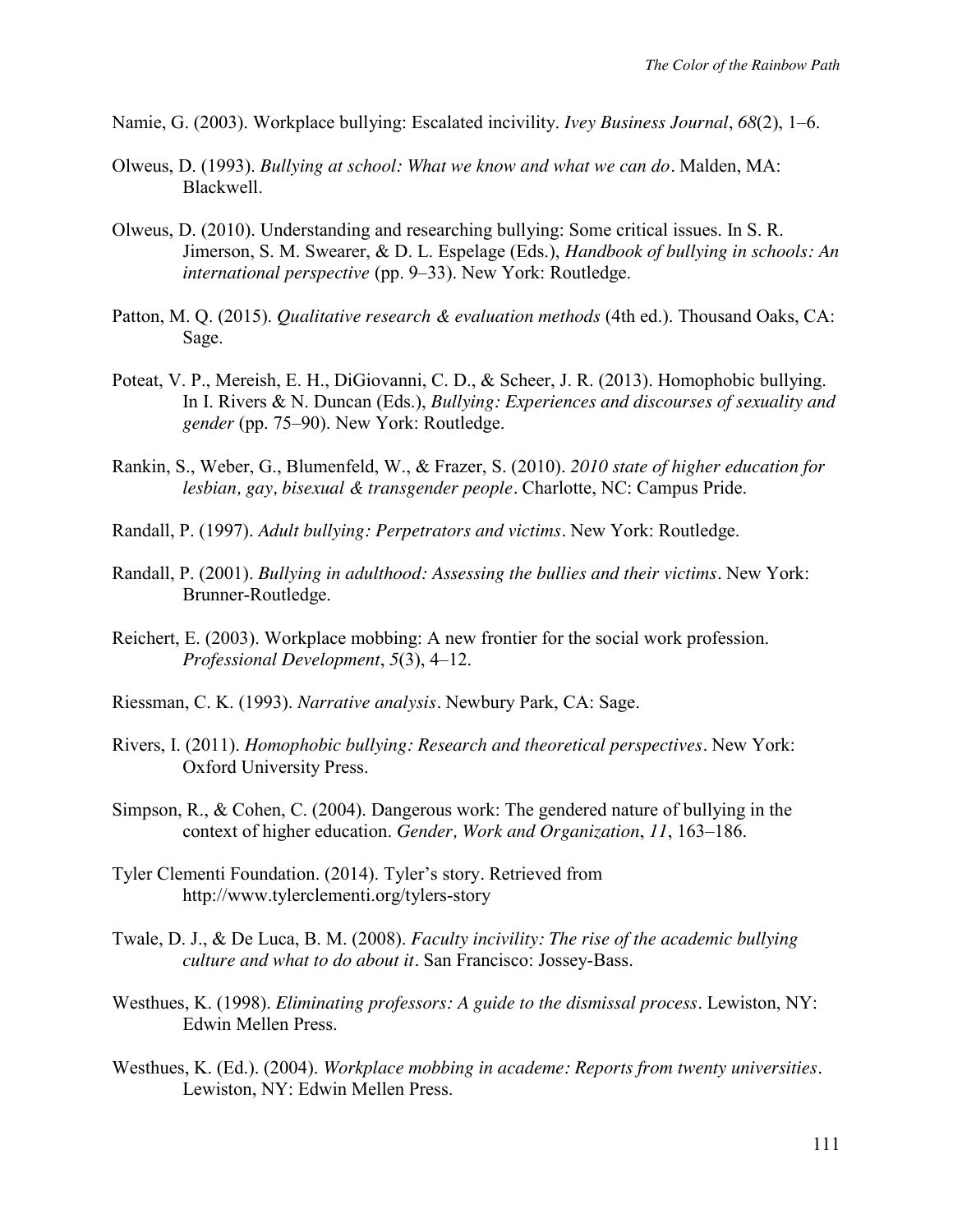Namie, G. (2003). Workplace bullying: Escalated incivility. *Ivey Business Journal*, *68*(2), 1–6.

Olweus, D. (1993). *Bullying at school: What we know and what we can do*. Malden, MA: Blackwell.

Olweus, D. (2010). Understanding and researching bullying: Some critical issues. In S. R. Jimerson, S. M. Swearer, & D. L. Espelage (Eds.), *Handbook of bullying in schools: An international perspective* (pp. 9–33). New York: Routledge.

Patton, M. Q. (2015). *Qualitative research & evaluation methods* (4th ed.). Thousand Oaks, CA: Sage.

Poteat, V. P., Mereish, E. H., DiGiovanni, C. D., & Scheer, J. R. (2013). Homophobic bullying. In I. Rivers & N. Duncan (Eds.), *Bullying: Experiences and discourses of sexuality and gender* (pp. 75–90). New York: Routledge.

Rankin, S., Weber, G., Blumenfeld, W., & Frazer, S. (2010). *2010 state of higher education for lesbian, gay, bisexual & transgender people*. Charlotte, NC: Campus Pride.

Randall, P. (1997). *Adult bullying: Perpetrators and victims*. New York: Routledge.

Randall, P. (2001). *Bullying in adulthood: Assessing the bullies and their victims*. New York: Brunner-Routledge.

Reichert, E. (2003). Workplace mobbing: A new frontier for the social work profession. *Professional Development*, *5*(3), 4–12.

Riessman, C. K. (1993). *Narrative analysis*. Newbury Park, CA: Sage.

Rivers, I. (2011). *Homophobic bullying: Research and theoretical perspectives*. New York: Oxford University Press.

Simpson, R., & Cohen, C. (2004). Dangerous work: The gendered nature of bullying in the context of higher education. *Gender, Work and Organization*, *11*, 163–186.

Tyler Clementi Foundation. (2014). Tyler's story. Retrieved from http://www.tylerclementi.org/tylers-story

Twale, D. J., & De Luca, B. M. (2008). *Faculty incivility: The rise of the academic bullying culture and what to do about it*. San Francisco: Jossey-Bass.

Westhues, K. (1998). *Eliminating professors: A guide to the dismissal process*. Lewiston, NY: Edwin Mellen Press.

Westhues, K. (Ed.). (2004). *Workplace mobbing in academe: Reports from twenty universities*. Lewiston, NY: Edwin Mellen Press.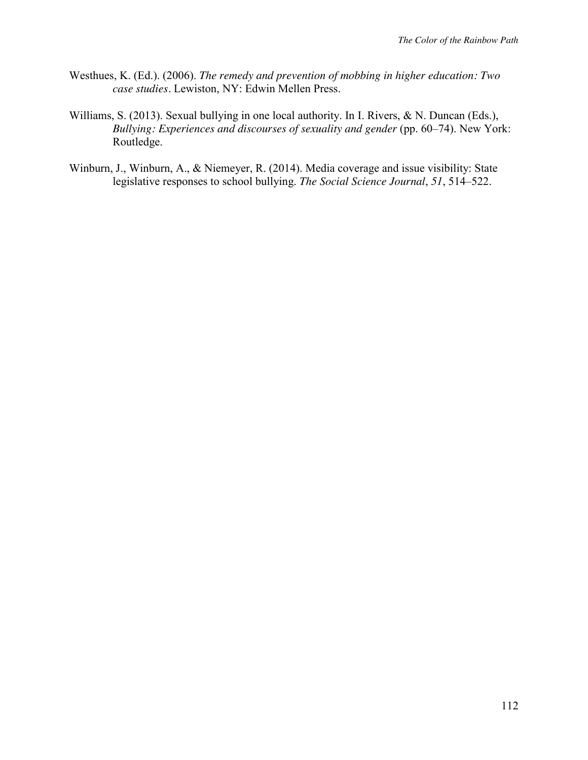Westhues, K. (Ed.). (2006). *The remedy and prevention of mobbing in higher education: Two case studies*. Lewiston, NY: Edwin Mellen Press.

Williams, S. (2013). Sexual bullying in one local authority. In I. Rivers, & N. Duncan (Eds.), *Bullying: Experiences and discourses of sexuality and gender* (pp. 60–74). New York: Routledge.

Winburn, J., Winburn, A., & Niemeyer, R. (2014). Media coverage and issue visibility: State legislative responses to school bullying. *The Social Science Journal*, *51*, 514–522.